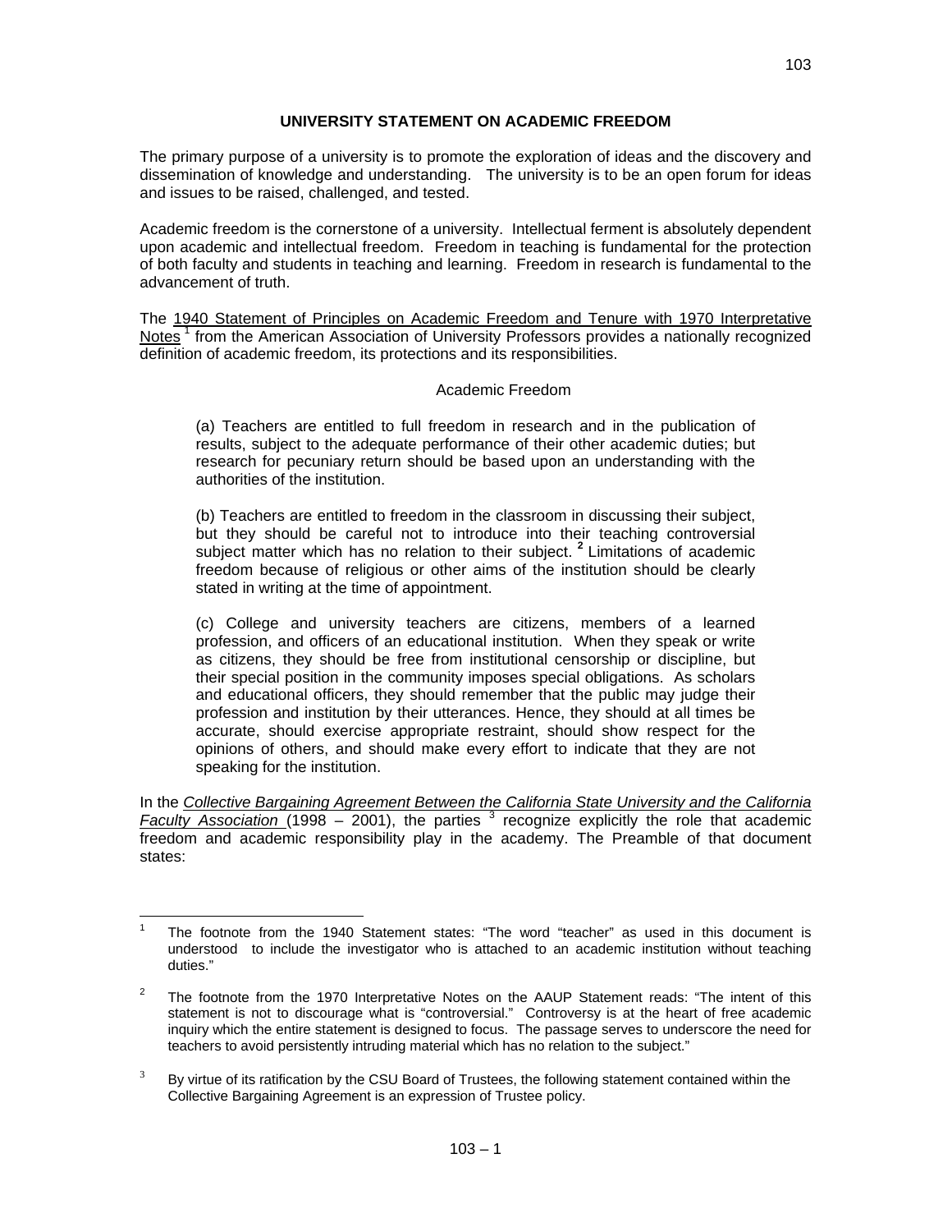# UNIVERSITY STATEMENT ON ACADEMIC FREEDOM

The primary purpose of a university is to promote the exploration of ideas and the discovery and dissemination of knowledge and understanding. The university is to be an open forum for ideas and issues to be raised, challenged, and tested.

Academic freedom is the cornerstone of a university. Intellectual ferment is absolutely dependent upon academic and intellectual freedom. Freedom in teaching is fundamental for the protection of both faculty and students in teaching and learning. Freedom in research is fundamental to the advancement of truth.

The 1940 Statement of Principles on Academic Freedom and Tenure with 1970 Interpretative Notes [1] from the American Association of University Professors provides a nationally recognized definition of academic freedom, its protections and its responsibilities.

## Academic Freedom

> (a) Teachers are entitled to full freedom in research and in the publication of results, subject to the adequate performance of their other academic duties; but research for pecuniary return should be based upon an understanding with the authorities of the institution.
>
> (b) Teachers are entitled to freedom in the classroom in discussing their subject, but they should be careful not to introduce into their teaching controversial subject matter which has no relation to their subject. [2] Limitations of academic freedom because of religious or other aims of the institution should be clearly stated in writing at the time of appointment.
>
> (c) College and university teachers are citizens, members of a learned profession, and officers of an educational institution. When they speak or write as citizens, they should be free from institutional censorship or discipline, but their special position in the community imposes special obligations. As scholars and educational officers, they should remember that the public may judge their profession and institution by their utterances. Hence, they should at all times be accurate, should exercise appropriate restraint, should show respect for the opinions of others, and should make every effort to indicate that they are not speaking for the institution.

In the *Collective Bargaining Agreement Between the California State University and the California Faculty Association* (1998 – 2001), the parties [3] recognize explicitly the role that academic freedom and academic responsibility play in the academy. The Preamble of that document states:

---

[1] The footnote from the 1940 Statement states: "The word "teacher" as used in this document is understood to include the investigator who is attached to an academic institution without teaching duties."

[2] The footnote from the 1970 Interpretative Notes on the AAUP Statement reads: "The intent of this statement is not to discourage what is "controversial." Controversy is at the heart of free academic inquiry which the entire statement is designed to focus. The passage serves to underscore the need for teachers to avoid persistently intruding material which has no relation to the subject."

[3] By virtue of its ratification by the CSU Board of Trustees, the following statement contained within the Collective Bargaining Agreement is an expression of Trustee policy.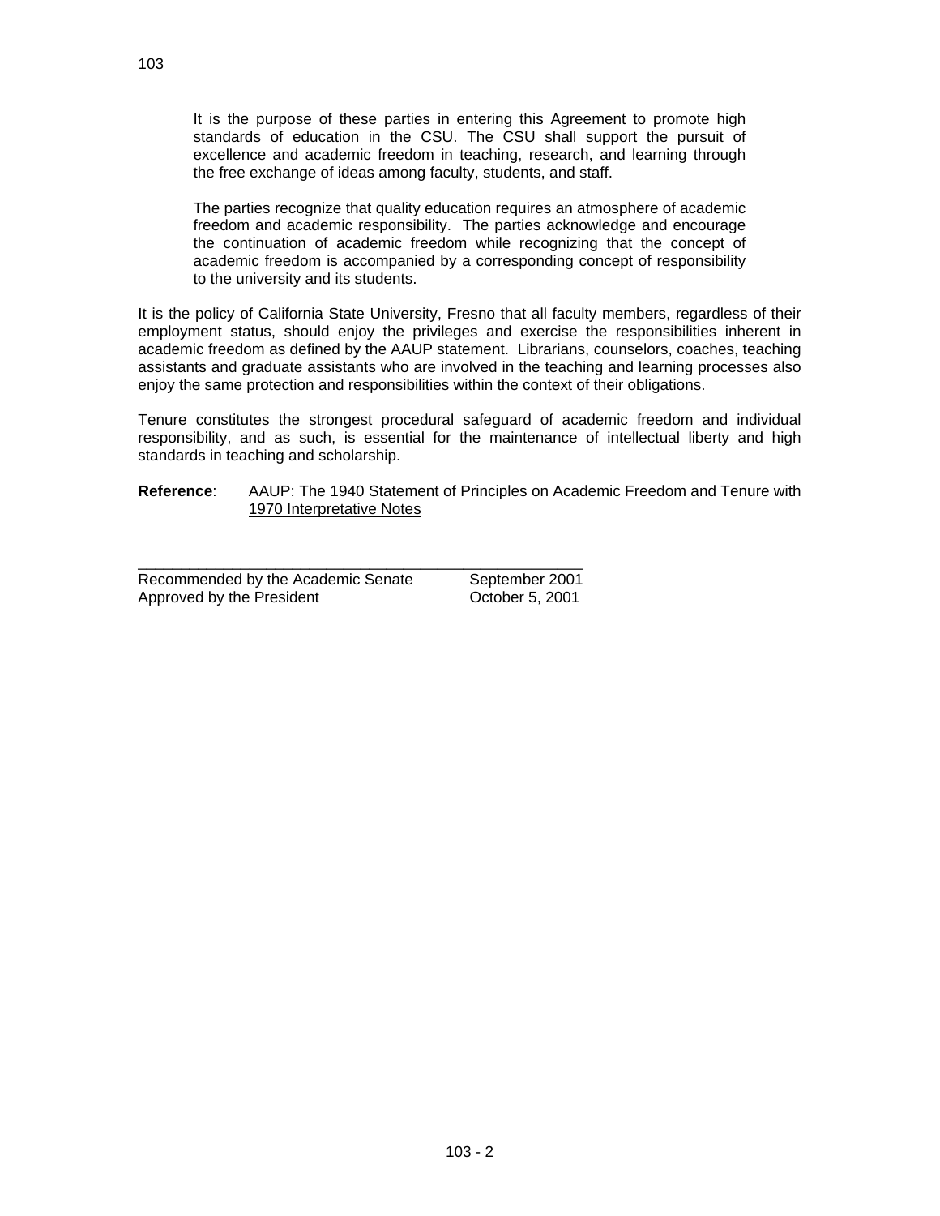> It is the purpose of these parties in entering this Agreement to promote high standards of education in the CSU. The CSU shall support the pursuit of excellence and academic freedom in teaching, research, and learning through the free exchange of ideas among faculty, students, and staff.
>
> The parties recognize that quality education requires an atmosphere of academic freedom and academic responsibility. The parties acknowledge and encourage the continuation of academic freedom while recognizing that the concept of academic freedom is accompanied by a corresponding concept of responsibility to the university and its students.

It is the policy of California State University, Fresno that all faculty members, regardless of their employment status, should enjoy the privileges and exercise the responsibilities inherent in academic freedom as defined by the AAUP statement. Librarians, counselors, coaches, teaching assistants and graduate assistants who are involved in the teaching and learning processes also enjoy the same protection and responsibilities within the context of their obligations.

Tenure constitutes the strongest procedural safeguard of academic freedom and individual responsibility, and as such, is essential for the maintenance of intellectual liberty and high standards in teaching and scholarship.

**Reference**: AAUP: The 1940 Statement of Principles on Academic Freedom and Tenure with 1970 Interpretative Notes

---

| | |
|---|---|
| Recommended by the Academic Senate | September 2001 |
| Approved by the President | October 5, 2001 |